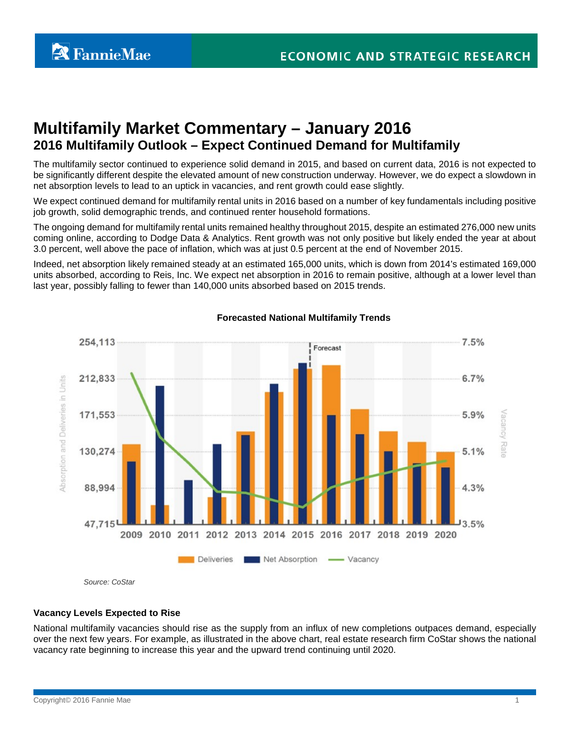# Multifamily Market Commentary – January 2016

## 2016 Multifamily Outlook – Expect Continued Demand for Multifamily

The multifamily sector continued to experience solid demand in 2015, and based on current data, 2016 is not expected to be significantly different despite the elevated amount of new construction underway. However, we do expect a slowdown in net absorption levels to lead to an uptick in vacancies, and rent growth could ease slightly.

We expect continued demand for multifamily rental units in 2016 based on a number of key fundamentals including positive job growth, solid demographic trends, and continued renter household formations.

The ongoing demand for multifamily rental units remained healthy throughout 2015, despite an estimated 276,000 new units coming online, according to Dodge Data & Analytics. Rent growth was not only positive but likely ended the year at about 3.0 percent, well above the pace of inflation, which was at just 0.5 percent at the end of November 2015.

Indeed, net absorption likely remained steady at an estimated 165,000 units, which is down from 2014's estimated 169,000 units absorbed, according to Reis, Inc. We expect net absorption in 2016 to remain positive, although at a lower level than last year, possibly falling to fewer than 140,000 units absorbed based on 2015 trends.

**Forecasted National Multifamily Trends**

*Source: CoStar*

### Vacancy Levels Expected to Rise

National multifamily vacancies should rise as the supply from an influx of new completions outpaces demand, especially over the next few years. For example, as illustrated in the above chart, real estate research firm CoStar shows the national vacancy rate beginning to increase this year and the upward trend continuing until 2020.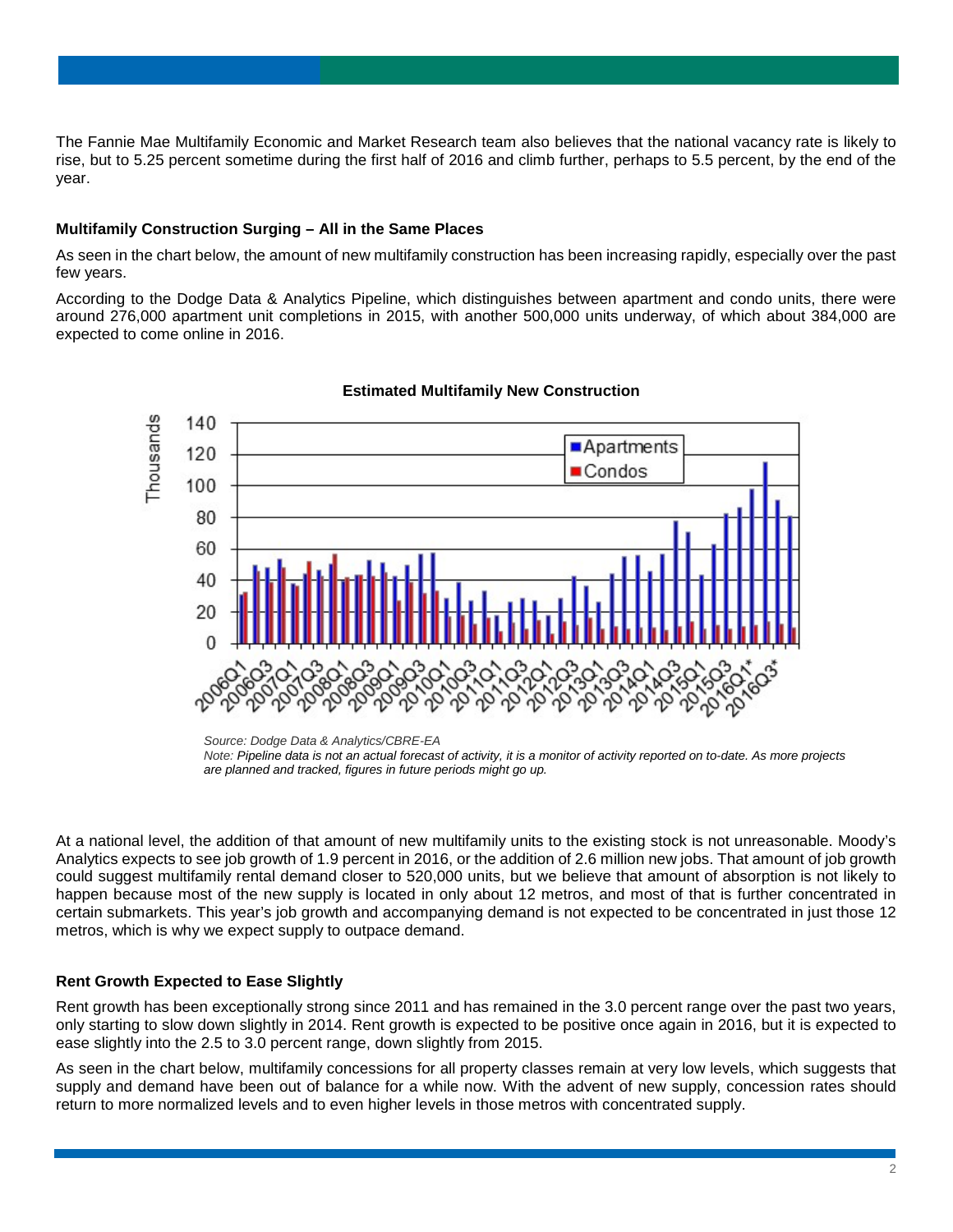The Fannie Mae Multifamily Economic and Market Research team also believes that the national vacancy rate is likely to rise, but to 5.25 percent sometime during the first half of 2016 and climb further, perhaps to 5.5 percent, by the end of the year.

### Multifamily Construction Surging – All in the Same Places

As seen in the chart below, the amount of new multifamily construction has been increasing rapidly, especially over the past few years.

According to the Dodge Data & Analytics Pipeline, which distinguishes between apartment and condo units, there were around 276,000 apartment unit completions in 2015, with another 500,000 units underway, of which about 384,000 are expected to come online in 2016.

**Estimated Multifamily New Construction**

*Source: Dodge Data & Analytics/CBRE-EA*
*Note: Pipeline data is not an actual forecast of activity, it is a monitor of activity reported on to-date. As more projects are planned and tracked, figures in future periods might go up.*

At a national level, the addition of that amount of new multifamily units to the existing stock is not unreasonable. Moody's Analytics expects to see job growth of 1.9 percent in 2016, or the addition of 2.6 million new jobs. That amount of job growth could suggest multifamily rental demand closer to 520,000 units, but we believe that amount of absorption is not likely to happen because most of the new supply is located in only about 12 metros, and most of that is further concentrated in certain submarkets. This year's job growth and accompanying demand is not expected to be concentrated in just those 12 metros, which is why we expect supply to outpace demand.

### Rent Growth Expected to Ease Slightly

Rent growth has been exceptionally strong since 2011 and has remained in the 3.0 percent range over the past two years, only starting to slow down slightly in 2014. Rent growth is expected to be positive once again in 2016, but it is expected to ease slightly into the 2.5 to 3.0 percent range, down slightly from 2015.

As seen in the chart below, multifamily concessions for all property classes remain at very low levels, which suggests that supply and demand have been out of balance for a while now. With the advent of new supply, concession rates should return to more normalized levels and to even higher levels in those metros with concentrated supply.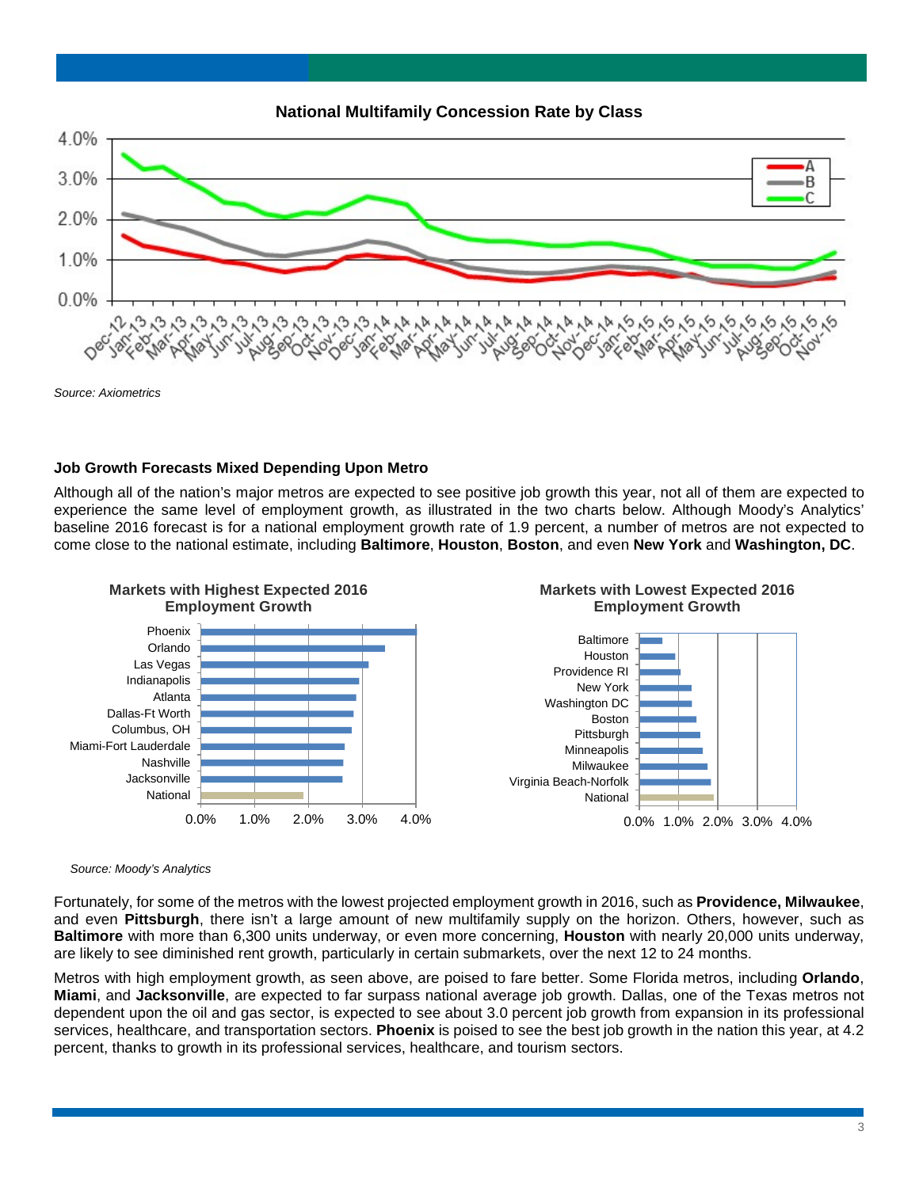**National Multifamily Concession Rate by Class**

*Source: Axiometrics*

### Job Growth Forecasts Mixed Depending Upon Metro

Although all of the nation's major metros are expected to see positive job growth this year, not all of them are expected to experience the same level of employment growth, as illustrated in the two charts below. Although Moody's Analytics' baseline 2016 forecast is for a national employment growth rate of 1.9 percent, a number of metros are not expected to come close to the national estimate, including **Baltimore**, **Houston**, **Boston**, and even **New York** and **Washington, DC**.

**Markets with Highest Expected 2016 Employment Growth**

**Markets with Lowest Expected 2016 Employment Growth**

*Source: Moody's Analytics*

Fortunately, for some of the metros with the lowest projected employment growth in 2016, such as **Providence, Milwaukee**, and even **Pittsburgh**, there isn't a large amount of new multifamily supply on the horizon. Others, however, such as **Baltimore** with more than 6,300 units underway, or even more concerning, **Houston** with nearly 20,000 units underway, are likely to see diminished rent growth, particularly in certain submarkets, over the next 12 to 24 months.

Metros with high employment growth, as seen above, are poised to fare better. Some Florida metros, including **Orlando**, **Miami**, and **Jacksonville**, are expected to far surpass national average job growth. Dallas, one of the Texas metros not dependent upon the oil and gas sector, is expected to see about 3.0 percent job growth from expansion in its professional services, healthcare, and transportation sectors. **Phoenix** is poised to see the best job growth in the nation this year, at 4.2 percent, thanks to growth in its professional services, healthcare, and tourism sectors.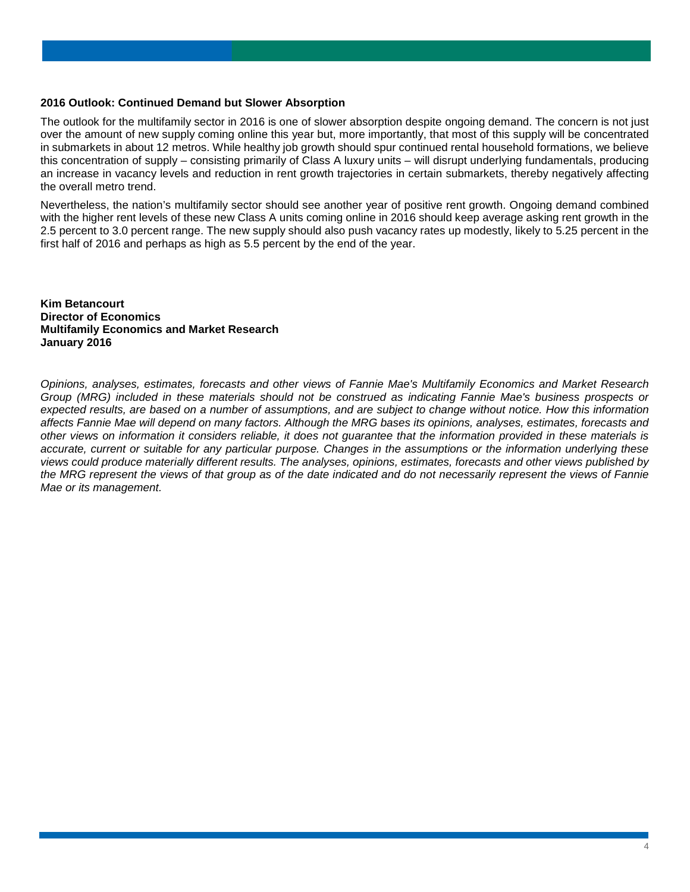## 2016 Outlook: Continued Demand but Slower Absorption

The outlook for the multifamily sector in 2016 is one of slower absorption despite ongoing demand. The concern is not just over the amount of new supply coming online this year but, more importantly, that most of this supply will be concentrated in submarkets in about 12 metros. While healthy job growth should spur continued rental household formations, we believe this concentration of supply – consisting primarily of Class A luxury units – will disrupt underlying fundamentals, producing an increase in vacancy levels and reduction in rent growth trajectories in certain submarkets, thereby negatively affecting the overall metro trend.

Nevertheless, the nation's multifamily sector should see another year of positive rent growth. Ongoing demand combined with the higher rent levels of these new Class A units coming online in 2016 should keep average asking rent growth in the 2.5 percent to 3.0 percent range. The new supply should also push vacancy rates up modestly, likely to 5.25 percent in the first half of 2016 and perhaps as high as 5.5 percent by the end of the year.

**Kim Betancourt**
**Director of Economics**
**Multifamily Economics and Market Research**
**January 2016**

*Opinions, analyses, estimates, forecasts and other views of Fannie Mae's Multifamily Economics and Market Research Group (MRG) included in these materials should not be construed as indicating Fannie Mae's business prospects or expected results, are based on a number of assumptions, and are subject to change without notice. How this information affects Fannie Mae will depend on many factors. Although the MRG bases its opinions, analyses, estimates, forecasts and other views on information it considers reliable, it does not guarantee that the information provided in these materials is accurate, current or suitable for any particular purpose. Changes in the assumptions or the information underlying these views could produce materially different results. The analyses, opinions, estimates, forecasts and other views published by the MRG represent the views of that group as of the date indicated and do not necessarily represent the views of Fannie Mae or its management.*